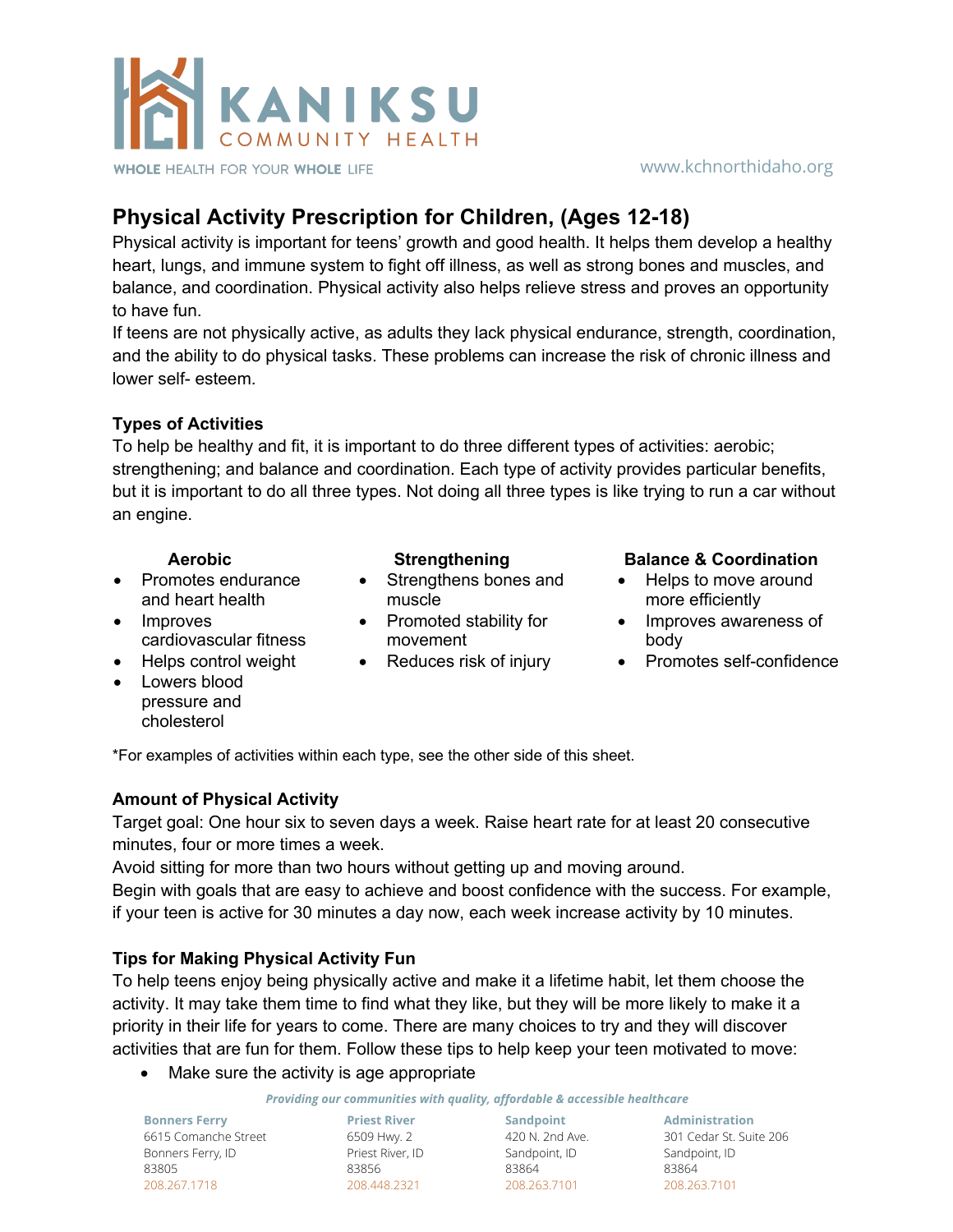KANIKSU COMMUNITY HEALTH

WHOLE HEALTH FOR YOUR WHOLE LIFE

www.kchnorthidaho.org

# Physical Activity Prescription for Children, (Ages 12-18)

Physical activity is important for teens' growth and good health. It helps them develop a healthy heart, lungs, and immune system to fight off illness, as well as strong bones and muscles, and balance, and coordination. Physical activity also helps relieve stress and proves an opportunity to have fun.

If teens are not physically active, as adults they lack physical endurance, strength, coordination, and the ability to do physical tasks. These problems can increase the risk of chronic illness and lower self- esteem.

## Types of Activities

To help be healthy and fit, it is important to do three different types of activities: aerobic; strengthening; and balance and coordination. Each type of activity provides particular benefits, but it is important to do all three types. Not doing all three types is like trying to run a car without an engine.

**Aerobic**

- Promotes endurance and heart health
- Improves cardiovascular fitness
- Helps control weight
- Lowers blood pressure and cholesterol

**Strengthening**

- Strengthens bones and muscle
- Promoted stability for movement
- Reduces risk of injury

**Balance & Coordination**

- Helps to move around more efficiently
- Improves awareness of body
- Promotes self-confidence

*For examples of activities within each type, see the other side of this sheet.

## Amount of Physical Activity

Target goal: One hour six to seven days a week. Raise heart rate for at least 20 consecutive minutes, four or more times a week.

Avoid sitting for more than two hours without getting up and moving around.

Begin with goals that are easy to achieve and boost confidence with the success. For example, if your teen is active for 30 minutes a day now, each week increase activity by 10 minutes.

## Tips for Making Physical Activity Fun

To help teens enjoy being physically active and make it a lifetime habit, let them choose the activity. It may take them time to find what they like, but they will be more likely to make it a priority in their life for years to come. There are many choices to try and they will discover activities that are fun for them. Follow these tips to help keep your teen motivated to move:

- Make sure the activity is age appropriate

*Providing our communities with quality, affordable & accessible healthcare*

| Bonners Ferry | Priest River | Sandpoint | Administration |
|---|---|---|---|
| 6615 Comanche Street | 6509 Hwy. 2 | 420 N. 2nd Ave. | 301 Cedar St. Suite 206 |
| Bonners Ferry, ID | Priest River, ID | Sandpoint, ID | Sandpoint, ID |
| 83805 | 83856 | 83864 | 83864 |
| 208.267.1718 | 208.448.2321 | 208.263.7101 | 208.263.7101 |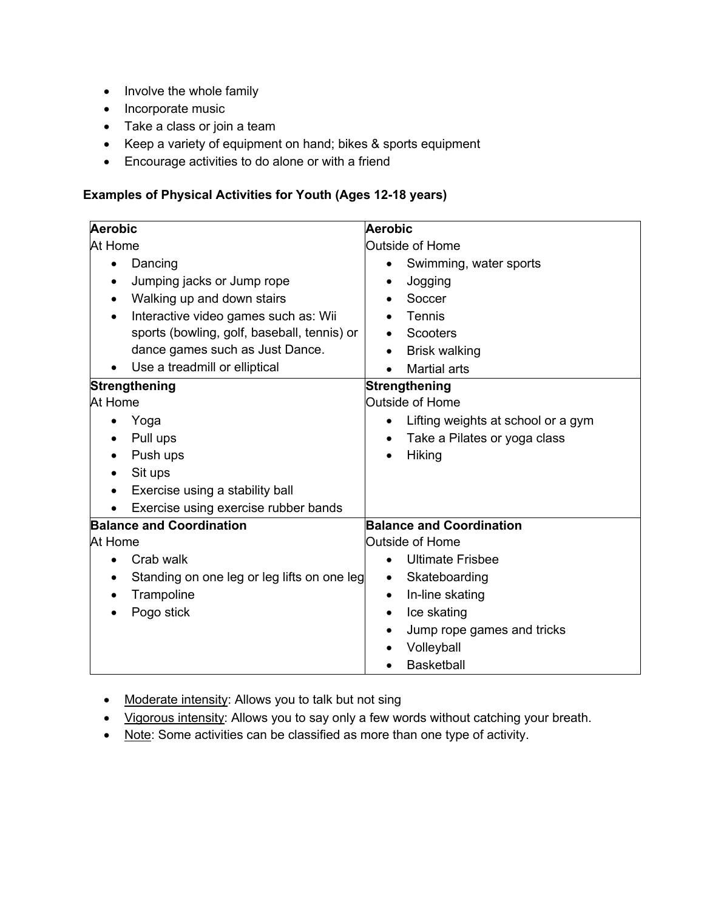- Involve the whole family
- Incorporate music
- Take a class or join a team
- Keep a variety of equipment on hand; bikes & sports equipment
- Encourage activities to do alone or with a friend

**Examples of Physical Activities for Youth (Ages 12-18 years)**

| | |
|---|---|
| **Aerobic**<br>At Home<br>• Dancing<br>• Jumping jacks or Jump rope<br>• Walking up and down stairs<br>• Interactive video games such as: Wii sports (bowling, golf, baseball, tennis) or dance games such as Just Dance.<br>• Use a treadmill or elliptical | **Aerobic**<br>Outside of Home<br>• Swimming, water sports<br>• Jogging<br>• Soccer<br>• Tennis<br>• Scooters<br>• Brisk walking<br>• Martial arts |
| **Strengthening**<br>At Home<br>• Yoga<br>• Pull ups<br>• Push ups<br>• Sit ups<br>• Exercise using a stability ball<br>• Exercise using exercise rubber bands | **Strengthening**<br>Outside of Home<br>• Lifting weights at school or a gym<br>• Take a Pilates or yoga class<br>• Hiking |
| **Balance and Coordination**<br>At Home<br>• Crab walk<br>• Standing on one leg or leg lifts on one leg<br>• Trampoline<br>• Pogo stick | **Balance and Coordination**<br>Outside of Home<br>• Ultimate Frisbee<br>• Skateboarding<br>• In-line skating<br>• Ice skating<br>• Jump rope games and tricks<br>• Volleyball<br>• Basketball |

- Moderate intensity: Allows you to talk but not sing
- Vigorous intensity: Allows you to say only a few words without catching your breath.
- Note: Some activities can be classified as more than one type of activity.